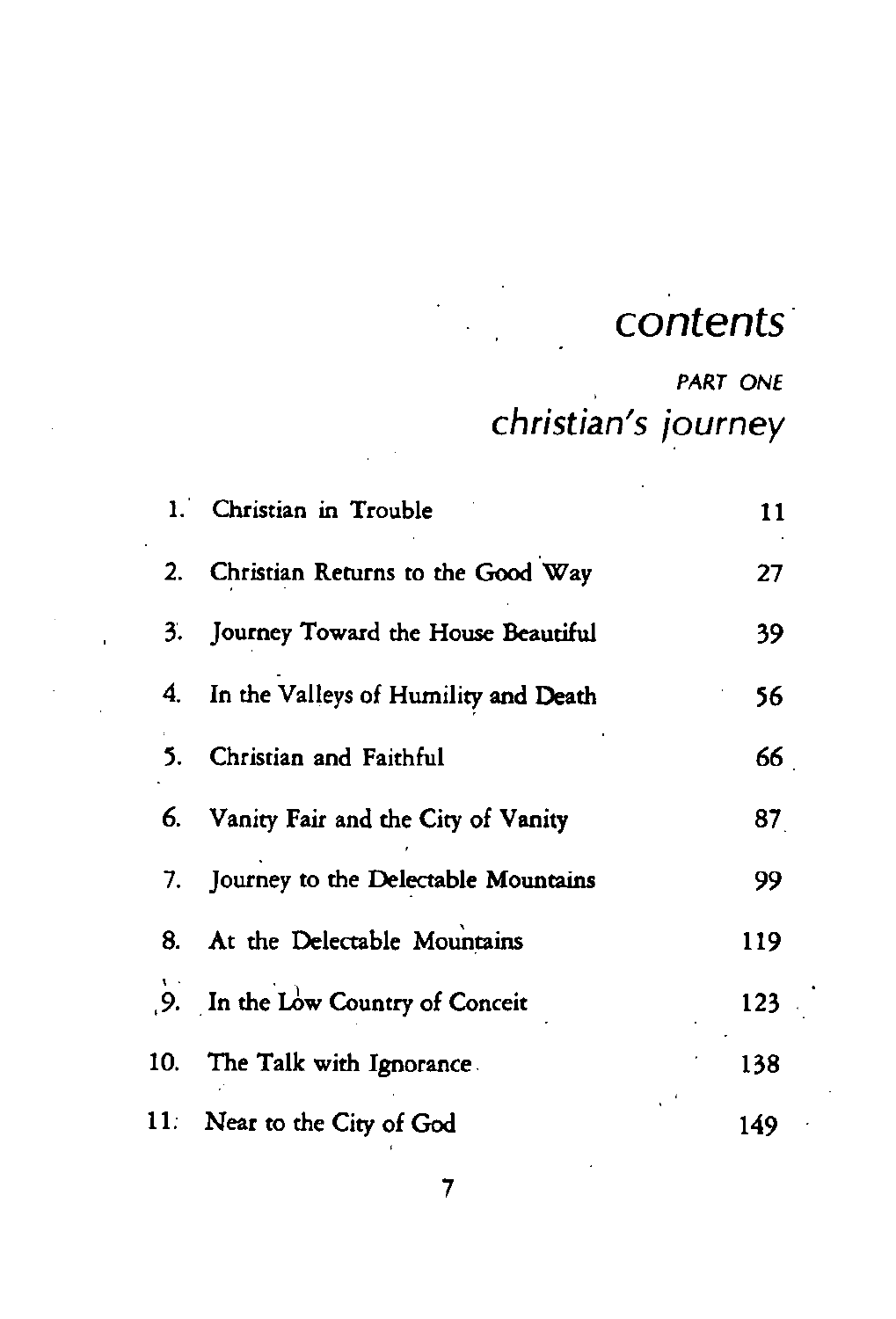# contents

PART ONE

## christian's journey

| | | |
|---|---|---|
| 1. | Christian in Trouble | 11 |
| 2. | Christian Returns to the Good Way | 27 |
| 3. | Journey Toward the House Beautiful | 39 |
| 4. | In the Valleys of Humility and Death | 56 |
| 5. | Christian and Faithful | 66 |
| 6. | Vanity Fair and the City of Vanity | 87 |
| 7. | Journey to the Delectable Mountains | 99 |
| 8. | At the Delectable Mountains | 119 |
| 9. | In the Low Country of Conceit | 123 |
| 10. | The Talk with Ignorance | 138 |
| 11. | Near to the City of God | 149 |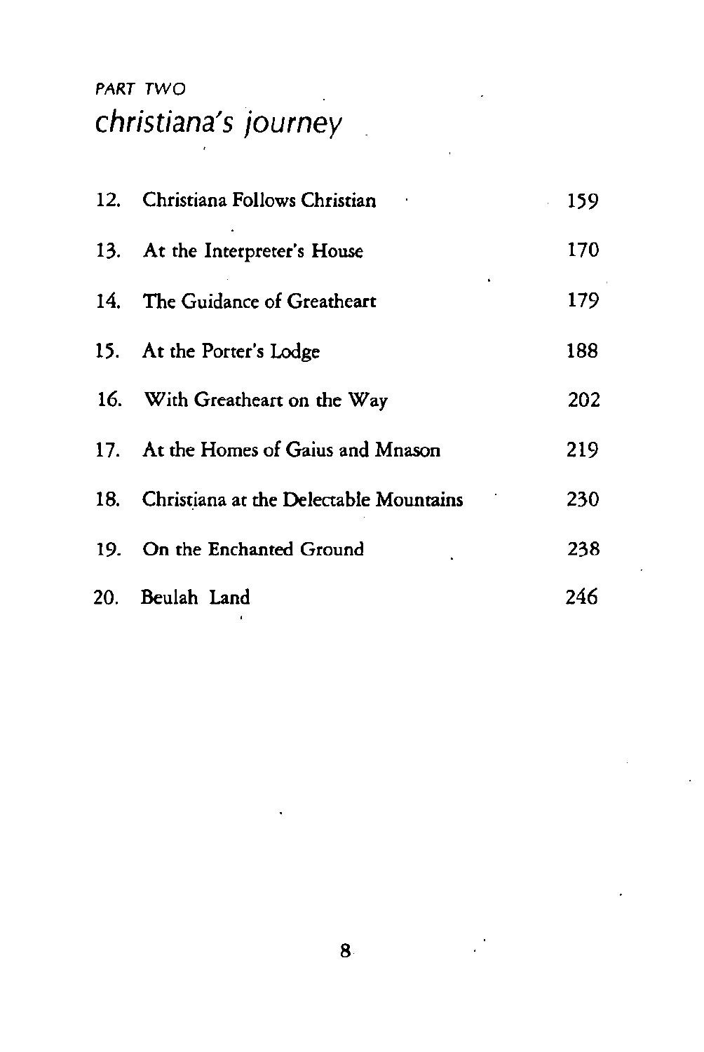PART TWO

# christiana's journey

| | | |
|---|---|---|
| 12. | Christiana Follows Christian | 159 |
| 13. | At the Interpreter's House | 170 |
| 14. | The Guidance of Greatheart | 179 |
| 15. | At the Porter's Lodge | 188 |
| 16. | With Greatheart on the Way | 202 |
| 17. | At the Homes of Gaius and Mnason | 219 |
| 18. | Christiana at the Delectable Mountains | 230 |
| 19. | On the Enchanted Ground | 238 |
| 20. | Beulah Land | 246 |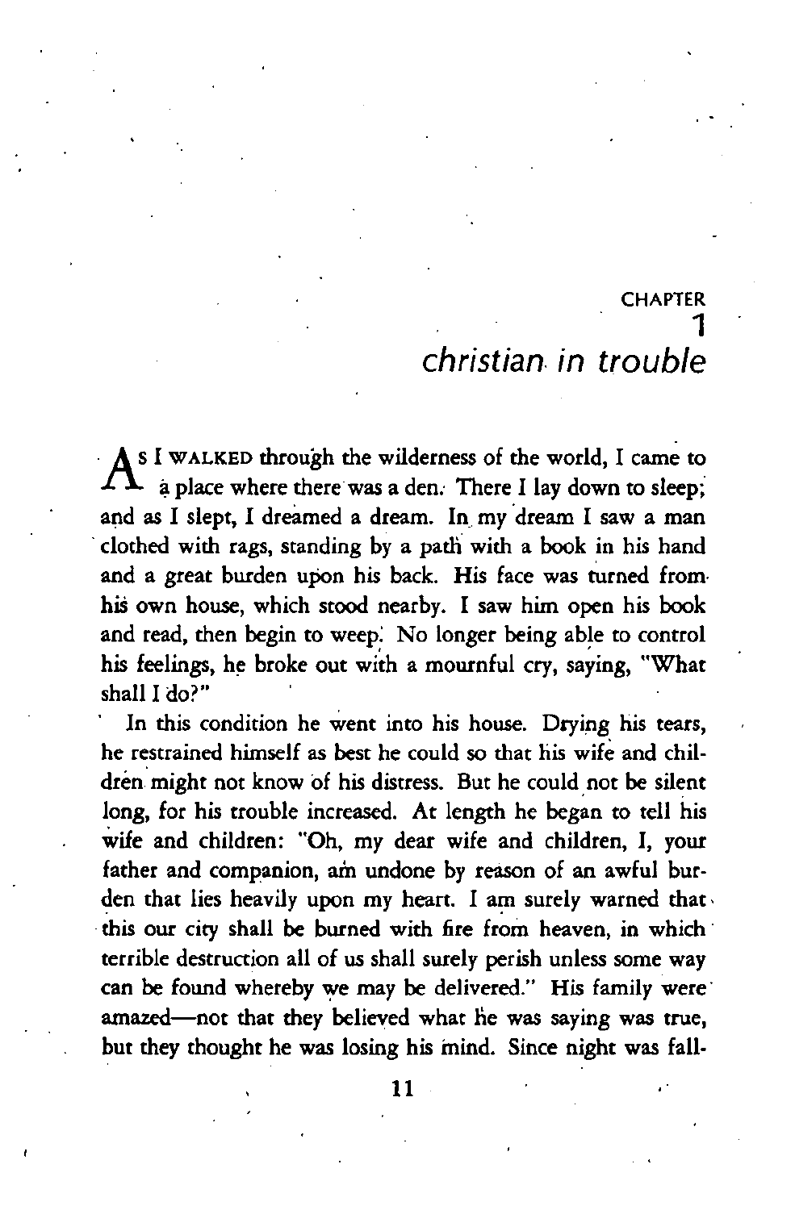# CHAPTER 1
## *christian in trouble*

As I WALKED through the wilderness of the world, I came to a place where there was a den. There I lay down to sleep; and as I slept, I dreamed a dream. In my dream I saw a man clothed with rags, standing by a path with a book in his hand and a great burden upon his back. His face was turned from his own house, which stood nearby. I saw him open his book and read, then begin to weep. No longer being able to control his feelings, he broke out with a mournful cry, saying, "What shall I do?"

In this condition he went into his house. Drying his tears, he restrained himself as best he could so that his wife and children might not know of his distress. But he could not be silent long, for his trouble increased. At length he began to tell his wife and children: "Oh, my dear wife and children, I, your father and companion, am undone by reason of an awful burden that lies heavily upon my heart. I am surely warned that this our city shall be burned with fire from heaven, in which terrible destruction all of us shall surely perish unless some way can be found whereby we may be delivered." His family were amazed—not that they believed what he was saying was true, but they thought he was losing his mind. Since night was fall-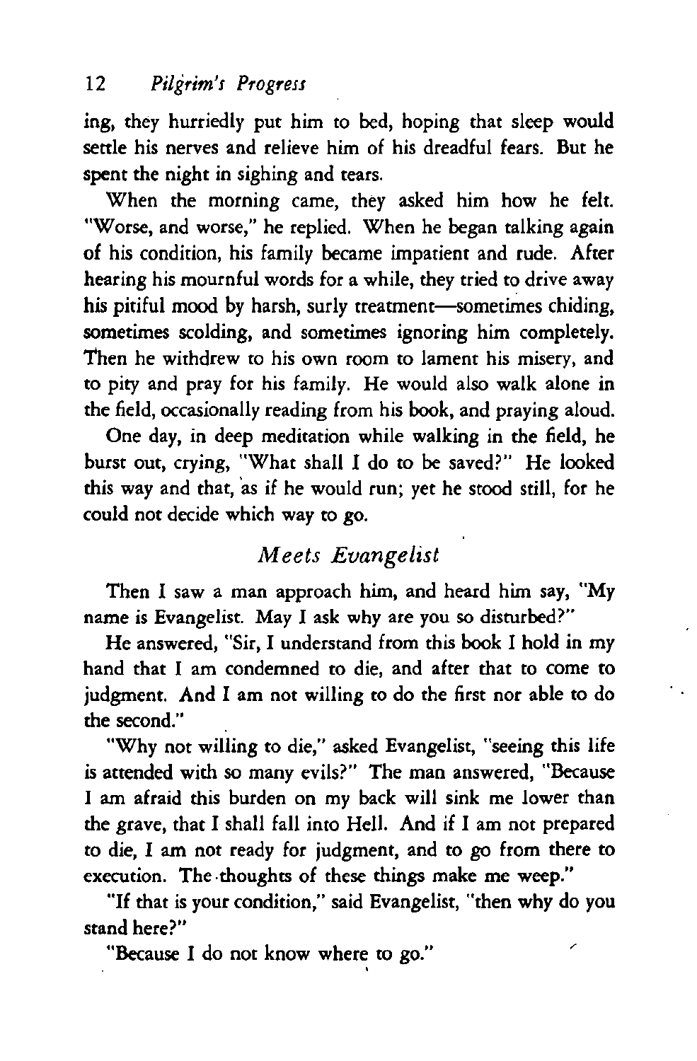ing, they hurriedly put him to bed, hoping that sleep would settle his nerves and relieve him of his dreadful fears. But he spent the night in sighing and tears.

When the morning came, they asked him how he felt. "Worse, and worse," he replied. When he began talking again of his condition, his family became impatient and rude. After hearing his mournful words for a while, they tried to drive away his pitiful mood by harsh, surly treatment—sometimes chiding, sometimes scolding, and sometimes ignoring him completely. Then he withdrew to his own room to lament his misery, and to pity and pray for his family. He would also walk alone in the field, occasionally reading from his book, and praying aloud.

One day, in deep meditation while walking in the field, he burst out, crying, "What shall I do to be saved?" He looked this way and that, as if he would run; yet he stood still, for he could not decide which way to go.

## *Meets Evangelist*

Then I saw a man approach him, and heard him say, "My name is Evangelist. May I ask why are you so disturbed?"

He answered, "Sir, I understand from this book I hold in my hand that I am condemned to die, and after that to come to judgment. And I am not willing to do the first nor able to do the second."

"Why not willing to die," asked Evangelist, "seeing this life is attended with so many evils?" The man answered, "Because I am afraid this burden on my back will sink me lower than the grave, that I shall fall into Hell. And if I am not prepared to die, I am not ready for judgment, and to go from there to execution. The thoughts of these things make me weep."

"If that is your condition," said Evangelist, "then why do you stand here?"

"Because I do not know where to go."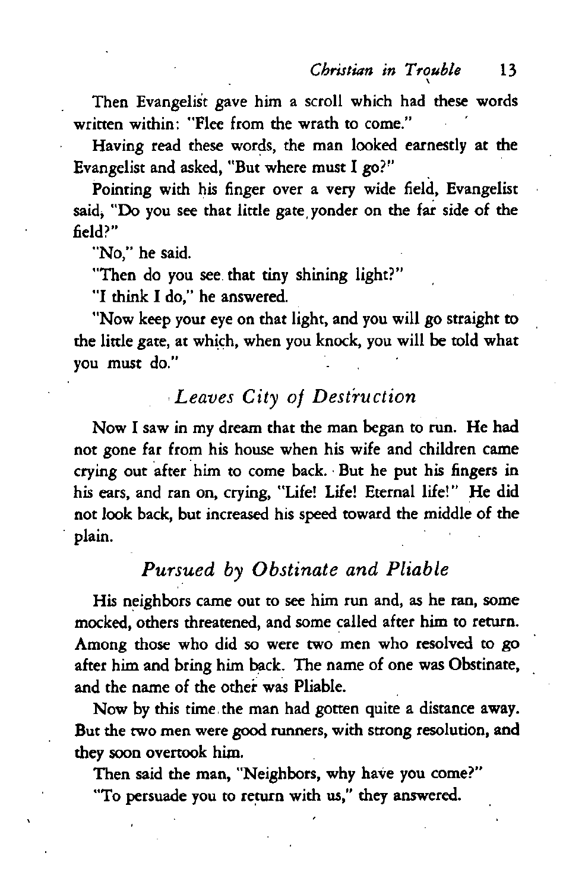Then Evangelist gave him a scroll which had these words written within: "Flee from the wrath to come."

Having read these words, the man looked earnestly at the Evangelist and asked, "But where must I go?"

Pointing with his finger over a very wide field, Evangelist said, "Do you see that little gate yonder on the far side of the field?"

"No," he said.

"Then do you see that tiny shining light?"

"I think I do," he answered.

"Now keep your eye on that light, and you will go straight to the little gate, at which, when you knock, you will be told what you must do."

### *Leaves City of Destruction*

Now I saw in my dream that the man began to run. He had not gone far from his house when his wife and children came crying out after him to come back. But he put his fingers in his ears, and ran on, crying, "Life! Life! Eternal life!" He did not look back, but increased his speed toward the middle of the plain.

### *Pursued by Obstinate and Pliable*

His neighbors came out to see him run and, as he ran, some mocked, others threatened, and some called after him to return. Among those who did so were two men who resolved to go after him and bring him back. The name of one was Obstinate, and the name of the other was Pliable.

Now by this time the man had gotten quite a distance away. But the two men were good runners, with strong resolution, and they soon overtook him.

Then said the man, "Neighbors, why have you come?"

"To persuade you to return with us," they answered.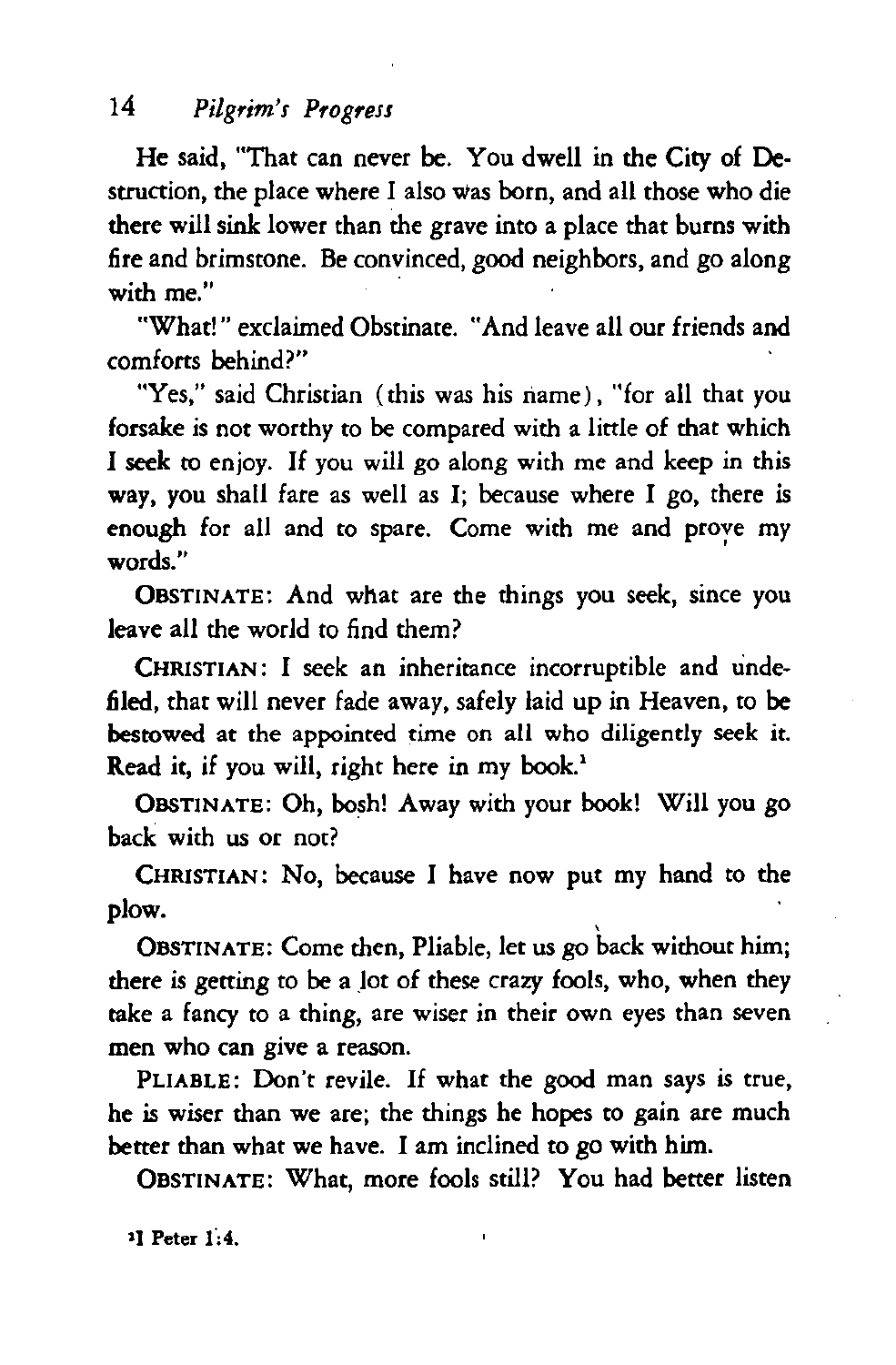He said, "That can never be. You dwell in the City of Destruction, the place where I also was born, and all those who die there will sink lower than the grave into a place that burns with fire and brimstone. Be convinced, good neighbors, and go along with me."

"What!" exclaimed Obstinate. "And leave all our friends and comforts behind?"

"Yes," said Christian (this was his name), "for all that you forsake is not worthy to be compared with a little of that which I seek to enjoy. If you will go along with me and keep in this way, you shall fare as well as I; because where I go, there is enough for all and to spare. Come with me and prove my words."

OBSTINATE: And what are the things you seek, since you leave all the world to find them?

CHRISTIAN: I seek an inheritance incorruptible and undefiled, that will never fade away, safely laid up in Heaven, to be bestowed at the appointed time on all who diligently seek it. Read it, if you will, right here in my book.[1]

OBSTINATE: Oh, bosh! Away with your book! Will you go back with us or not?

CHRISTIAN: No, because I have now put my hand to the plow.

OBSTINATE: Come then, Pliable, let us go back without him; there is getting to be a lot of these crazy fools, who, when they take a fancy to a thing, are wiser in their own eyes than seven men who can give a reason.

PLIABLE: Don't revile. If what the good man says is true, he is wiser than we are; the things he hopes to gain are much better than what we have. I am inclined to go with him.

OBSTINATE: What, more fools still? You had better listen

[1] I Peter 1:4.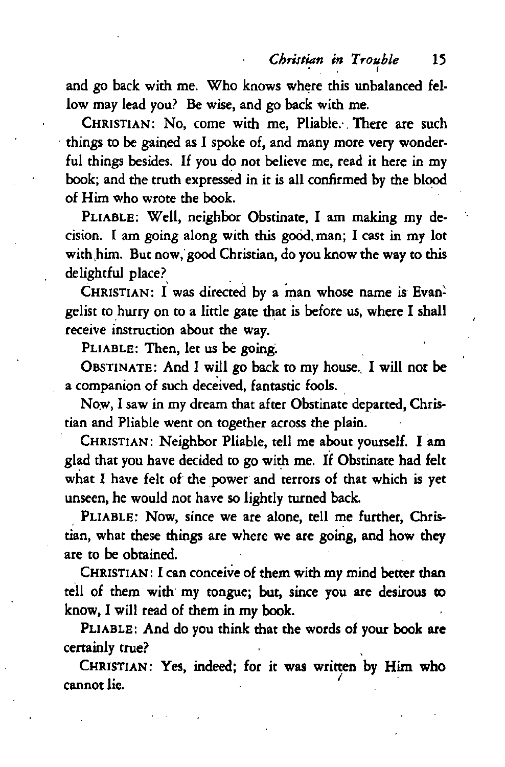and go back with me. Who knows where this unbalanced fellow may lead you? Be wise, and go back with me.

CHRISTIAN: No, come with me, Pliable. There are such things to be gained as I spoke of, and many more very wonderful things besides. If you do not believe me, read it here in my book; and the truth expressed in it is all confirmed by the blood of Him who wrote the book.

PLIABLE: Well, neighbor Obstinate, I am making my decision. I am going along with this good man; I cast in my lot with him. But now, good Christian, do you know the way to this delightful place?

CHRISTIAN: I was directed by a man whose name is Evangelist to hurry on to a little gate that is before us, where I shall receive instruction about the way.

PLIABLE: Then, let us be going.

OBSTINATE: And I will go back to my house. I will not be a companion of such deceived, fantastic fools.

Now, I saw in my dream that after Obstinate departed, Christian and Pliable went on together across the plain.

CHRISTIAN: Neighbor Pliable, tell me about yourself. I am glad that you have decided to go with me. If Obstinate had felt what I have felt of the power and terrors of that which is yet unseen, he would not have so lightly turned back.

PLIABLE: Now, since we are alone, tell me further, Christian, what these things are where we are going, and how they are to be obtained.

CHRISTIAN: I can conceive of them with my mind better than tell of them with my tongue; but, since you are desirous to know, I will read of them in my book.

PLIABLE: And do you think that the words of your book are certainly true?

CHRISTIAN: Yes, indeed; for it was written by Him who cannot lie.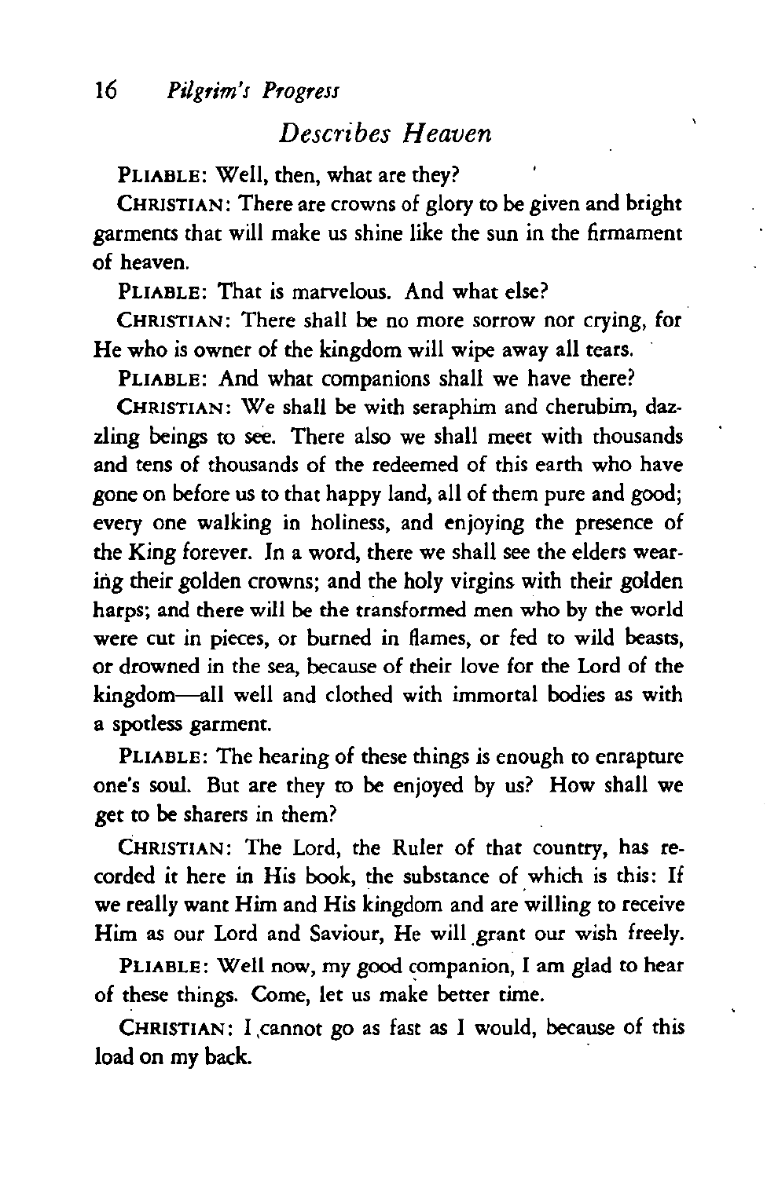## *Describes Heaven*

PLIABLE: Well, then, what are they?

CHRISTIAN: There are crowns of glory to be given and bright garments that will make us shine like the sun in the firmament of heaven.

PLIABLE: That is marvelous. And what else?

CHRISTIAN: There shall be no more sorrow nor crying, for He who is owner of the kingdom will wipe away all tears.

PLIABLE: And what companions shall we have there?

CHRISTIAN: We shall be with seraphim and cherubim, dazzling beings to see. There also we shall meet with thousands and tens of thousands of the redeemed of this earth who have gone on before us to that happy land, all of them pure and good; every one walking in holiness, and enjoying the presence of the King forever. In a word, there we shall see the elders wearing their golden crowns; and the holy virgins with their golden harps; and there will be the transformed men who by the world were cut in pieces, or burned in flames, or fed to wild beasts, or drowned in the sea, because of their love for the Lord of the kingdom—all well and clothed with immortal bodies as with a spotless garment.

PLIABLE: The hearing of these things is enough to enrapture one's soul. But are they to be enjoyed by us? How shall we get to be sharers in them?

CHRISTIAN: The Lord, the Ruler of that country, has recorded it here in His book, the substance of which is this: If we really want Him and His kingdom and are willing to receive Him as our Lord and Saviour, He will grant our wish freely.

PLIABLE: Well now, my good companion, I am glad to hear of these things. Come, let us make better time.

CHRISTIAN: I cannot go as fast as I would, because of this load on my back.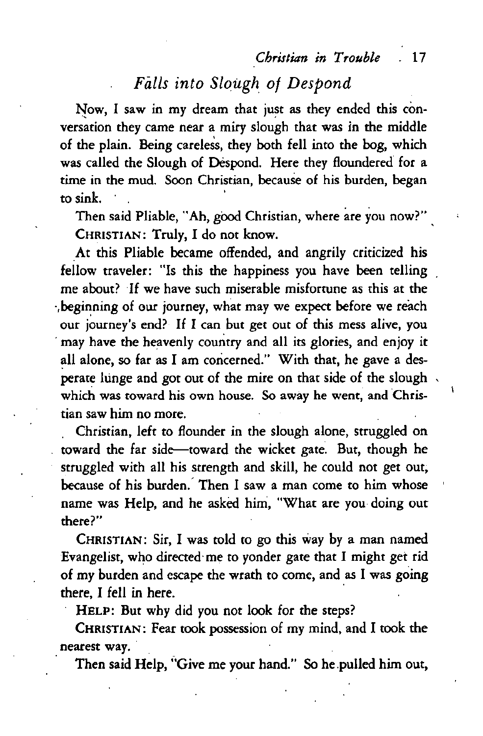## *Falls into Slough of Despond*

Now, I saw in my dream that just as they ended this conversation they came near a miry slough that was in the middle of the plain. Being careless, they both fell into the bog, which was called the Slough of Despond. Here they floundered for a time in the mud. Soon Christian, because of his burden, began to sink.

Then said Pliable, "Ah, good Christian, where are you now?"

CHRISTIAN: Truly, I do not know.

At this Pliable became offended, and angrily criticized his fellow traveler: "Is this the happiness you have been telling me about? If we have such miserable misfortune as this at the beginning of our journey, what may we expect before we reach our journey's end? If I can but get out of this mess alive, you may have the heavenly country and all its glories, and enjoy it all alone, so far as I am concerned." With that, he gave a desperate lunge and got out of the mire on that side of the slough which was toward his own house. So away he went, and Christian saw him no more.

Christian, left to flounder in the slough alone, struggled on toward the far side—toward the wicket gate. But, though he struggled with all his strength and skill, he could not get out, because of his burden. Then I saw a man come to him whose name was Help, and he asked him, "What are you doing out there?"

CHRISTIAN: Sir, I was told to go this way by a man named Evangelist, who directed me to yonder gate that I might get rid of my burden and escape the wrath to come, and as I was going there, I fell in here.

HELP: But why did you not look for the steps?

CHRISTIAN: Fear took possession of my mind, and I took the nearest way.

Then said Help, "Give me your hand." So he pulled him out,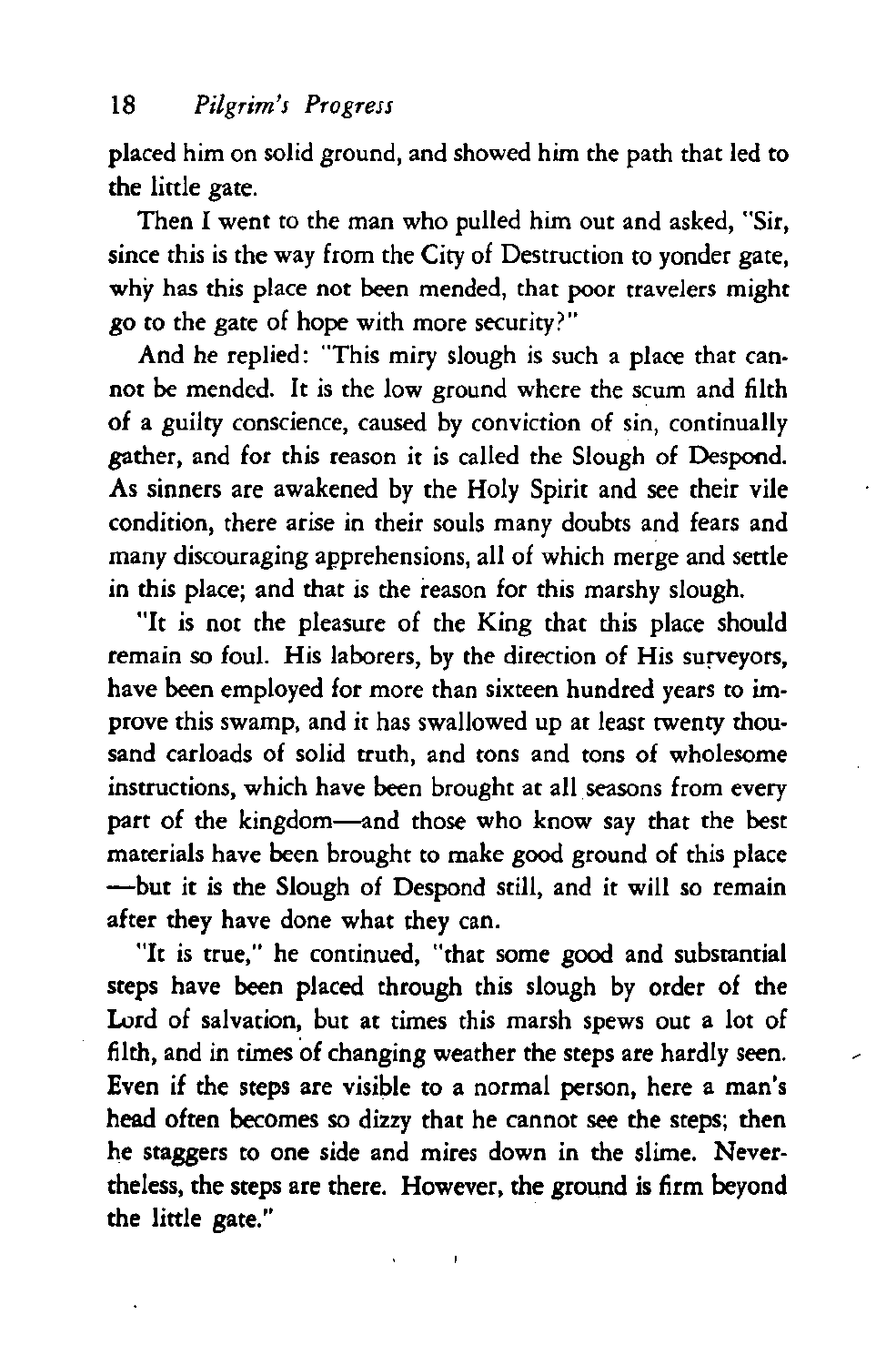placed him on solid ground, and showed him the path that led to the little gate.

Then I went to the man who pulled him out and asked, "Sir, since this is the way from the City of Destruction to yonder gate, why has this place not been mended, that poor travelers might go to the gate of hope with more security?"

And he replied: "This miry slough is such a place that cannot be mended. It is the low ground where the scum and filth of a guilty conscience, caused by conviction of sin, continually gather, and for this reason it is called the Slough of Despond. As sinners are awakened by the Holy Spirit and see their vile condition, there arise in their souls many doubts and fears and many discouraging apprehensions, all of which merge and settle in this place; and that is the reason for this marshy slough.

"It is not the pleasure of the King that this place should remain so foul. His laborers, by the direction of His surveyors, have been employed for more than sixteen hundred years to improve this swamp, and it has swallowed up at least twenty thousand carloads of solid truth, and tons and tons of wholesome instructions, which have been brought at all seasons from every part of the kingdom—and those who know say that the best materials have been brought to make good ground of this place—but it is the Slough of Despond still, and it will so remain after they have done what they can.

"It is true," he continued, "that some good and substantial steps have been placed through this slough by order of the Lord of salvation, but at times this marsh spews out a lot of filth, and in times of changing weather the steps are hardly seen. Even if the steps are visible to a normal person, here a man's head often becomes so dizzy that he cannot see the steps; then he staggers to one side and mires down in the slime. Nevertheless, the steps are there. However, the ground is firm beyond the little gate."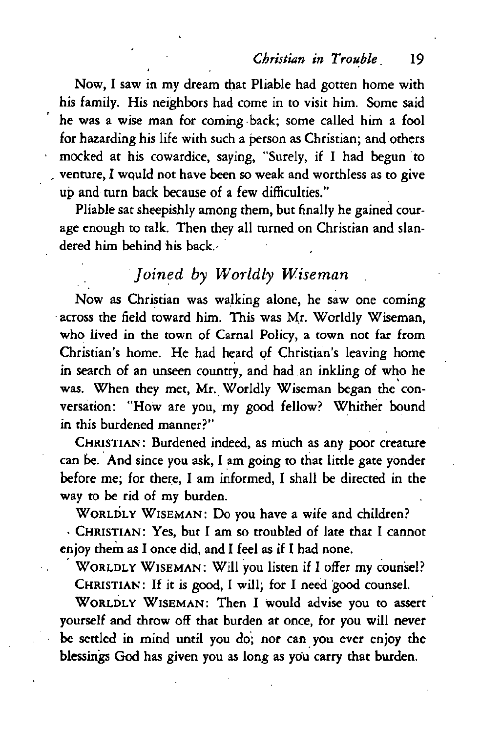Now, I saw in my dream that Pliable had gotten home with his family. His neighbors had come in to visit him. Some said he was a wise man for coming back; some called him a fool for hazarding his life with such a person as Christian; and others mocked at his cowardice, saying, "Surely, if I had begun to venture, I would not have been so weak and worthless as to give up and turn back because of a few difficulties."

Pliable sat sheepishly among them, but finally he gained courage enough to talk. Then they all turned on Christian and slandered him behind his back.

## *Joined by Worldly Wiseman*

Now as Christian was walking alone, he saw one coming across the field toward him. This was Mr. Worldly Wiseman, who lived in the town of Carnal Policy, a town not far from Christian's home. He had heard of Christian's leaving home in search of an unseen country, and had an inkling of who he was. When they met, Mr. Worldly Wiseman began the conversation: "How are you, my good fellow? Whither bound in this burdened manner?"

CHRISTIAN: Burdened indeed, as much as any poor creature can be. And since you ask, I am going to that little gate yonder before me; for there, I am informed, I shall be directed in the way to be rid of my burden.

WORLDLY WISEMAN: Do you have a wife and children?

CHRISTIAN: Yes, but I am so troubled of late that I cannot enjoy them as I once did, and I feel as if I had none.

WORLDLY WISEMAN: Will you listen if I offer my counsel?

CHRISTIAN: If it is good, I will; for I need good counsel.

WORLDLY WISEMAN: Then I would advise you to assert yourself and throw off that burden at once, for you will never be settled in mind until you do; nor can you ever enjoy the blessings God has given you as long as you carry that burden.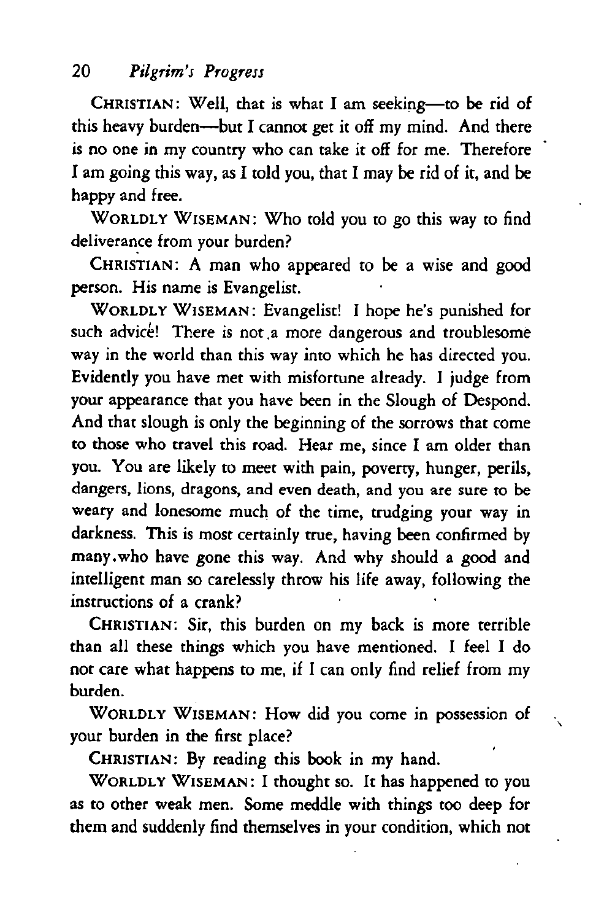CHRISTIAN: Well, that is what I am seeking—to be rid of this heavy burden—but I cannot get it off my mind. And there is no one in my country who can take it off for me. Therefore I am going this way, as I told you, that I may be rid of it, and be happy and free.

WORLDLY WISEMAN: Who told you to go this way to find deliverance from your burden?

CHRISTIAN: A man who appeared to be a wise and good person. His name is Evangelist.

WORLDLY WISEMAN: Evangelist! I hope he's punished for such advice! There is not a more dangerous and troublesome way in the world than this way into which he has directed you. Evidently you have met with misfortune already. I judge from your appearance that you have been in the Slough of Despond. And that slough is only the beginning of the sorrows that come to those who travel this road. Hear me, since I am older than you. You are likely to meet with pain, poverty, hunger, perils, dangers, lions, dragons, and even death, and you are sure to be weary and lonesome much of the time, trudging your way in darkness. This is most certainly true, having been confirmed by many who have gone this way. And why should a good and intelligent man so carelessly throw his life away, following the instructions of a crank?

CHRISTIAN: Sir, this burden on my back is more terrible than all these things which you have mentioned. I feel I do not care what happens to me, if I can only find relief from my burden.

WORLDLY WISEMAN: How did you come in possession of your burden in the first place?

CHRISTIAN: By reading this book in my hand.

WORLDLY WISEMAN: I thought so. It has happened to you as to other weak men. Some meddle with things too deep for them and suddenly find themselves in your condition, which not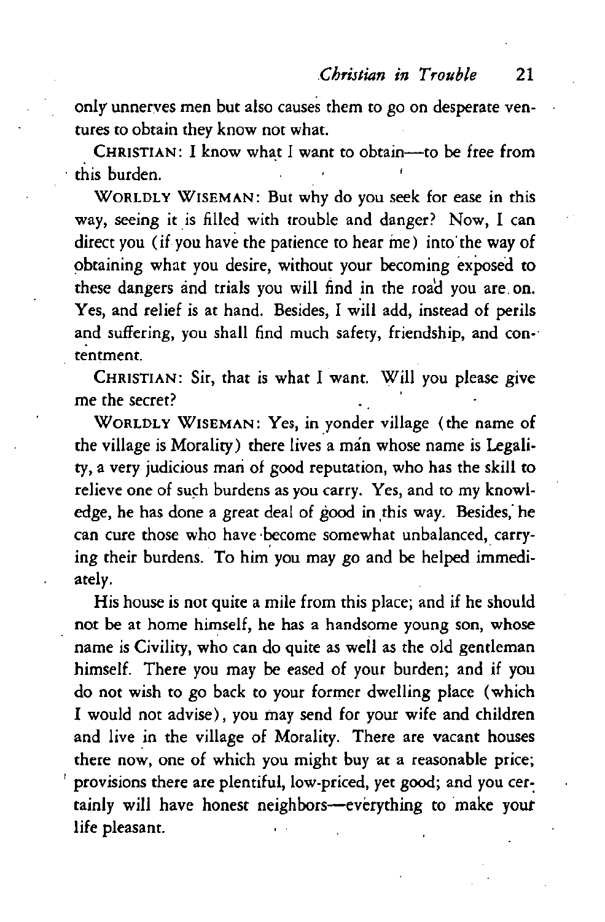only unnerves men but also causes them to go on desperate ventures to obtain they know not what.

CHRISTIAN: I know what I want to obtain—to be free from this burden.

WORLDLY WISEMAN: But why do you seek for ease in this way, seeing it is filled with trouble and danger? Now, I can direct you (if you have the patience to hear me) into the way of obtaining what you desire, without your becoming exposed to these dangers and trials you will find in the road you are on. Yes, and relief is at hand. Besides, I will add, instead of perils and suffering, you shall find much safety, friendship, and contentment.

CHRISTIAN: Sir, that is what I want. Will you please give me the secret?

WORLDLY WISEMAN: Yes, in yonder village (the name of the village is Morality) there lives a man whose name is Legality, a very judicious man of good reputation, who has the skill to relieve one of such burdens as you carry. Yes, and to my knowledge, he has done a great deal of good in this way. Besides, he can cure those who have become somewhat unbalanced, carrying their burdens. To him you may go and be helped immediately.

His house is not quite a mile from this place; and if he should not be at home himself, he has a handsome young son, whose name is Civility, who can do quite as well as the old gentleman himself. There you may be eased of your burden; and if you do not wish to go back to your former dwelling place (which I would not advise), you may send for your wife and children and live in the village of Morality. There are vacant houses there now, one of which you might buy at a reasonable price; provisions there are plentiful, low-priced, yet good; and you certainly will have honest neighbors—everything to make your life pleasant.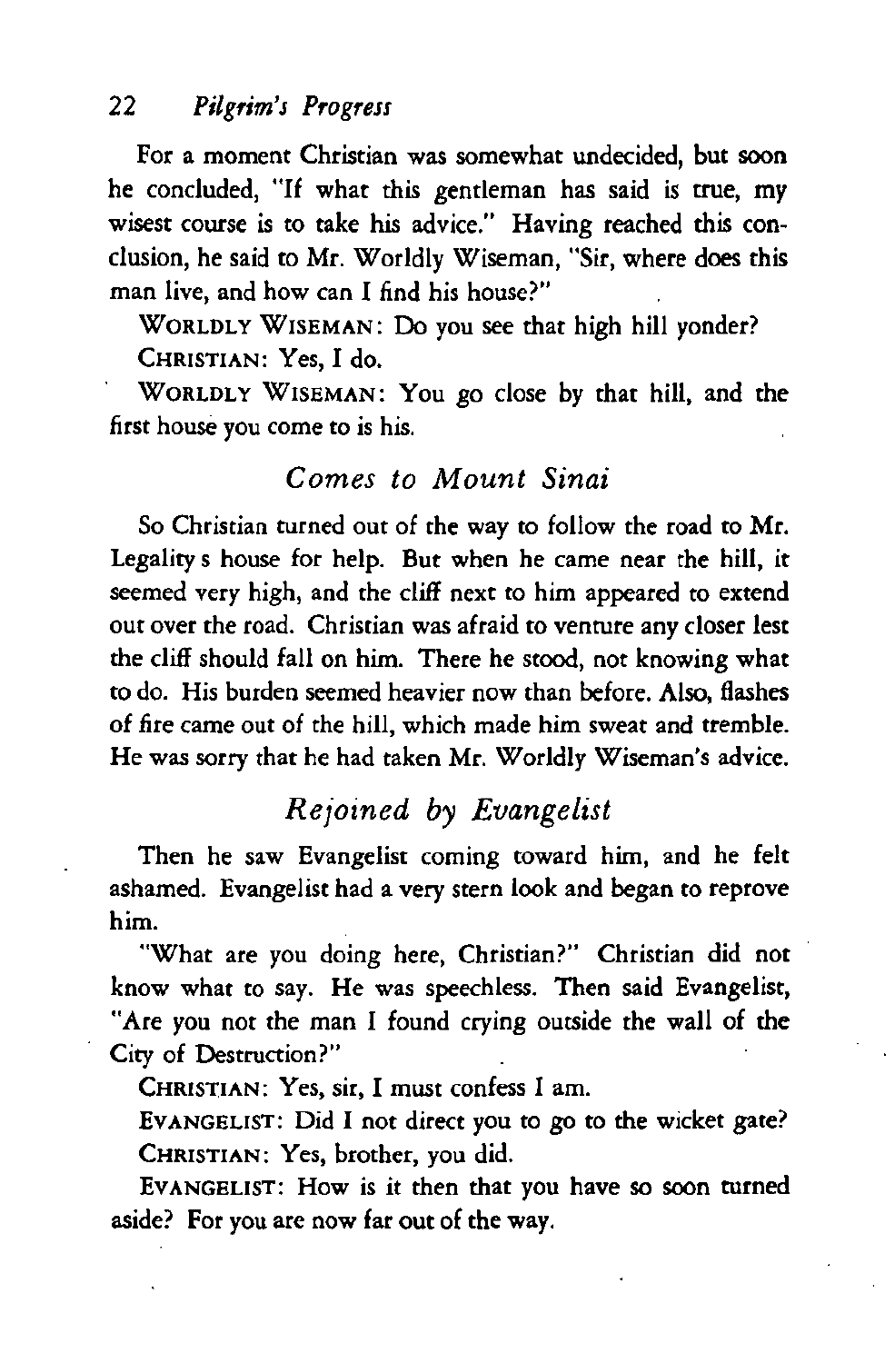For a moment Christian was somewhat undecided, but soon he concluded, "If what this gentleman has said is true, my wisest course is to take his advice." Having reached this conclusion, he said to Mr. Worldly Wiseman, "Sir, where does this man live, and how can I find his house?"

WORLDLY WISEMAN: Do you see that high hill yonder?

CHRISTIAN: Yes, I do.

WORLDLY WISEMAN: You go close by that hill, and the first house you come to is his.

## *Comes to Mount Sinai*

So Christian turned out of the way to follow the road to Mr. Legality s house for help. But when he came near the hill, it seemed very high, and the cliff next to him appeared to extend out over the road. Christian was afraid to venture any closer lest the cliff should fall on him. There he stood, not knowing what to do. His burden seemed heavier now than before. Also, flashes of fire came out of the hill, which made him sweat and tremble. He was sorry that he had taken Mr. Worldly Wiseman's advice.

## *Rejoined by Evangelist*

Then he saw Evangelist coming toward him, and he felt ashamed. Evangelist had a very stern look and began to reprove him.

"What are you doing here, Christian?" Christian did not know what to say. He was speechless. Then said Evangelist, "Are you not the man I found crying outside the wall of the City of Destruction?"

CHRISTIAN: Yes, sir, I must confess I am.

EVANGELIST: Did I not direct you to go to the wicket gate?

CHRISTIAN: Yes, brother, you did.

EVANGELIST: How is it then that you have so soon turned aside? For you are now far out of the way.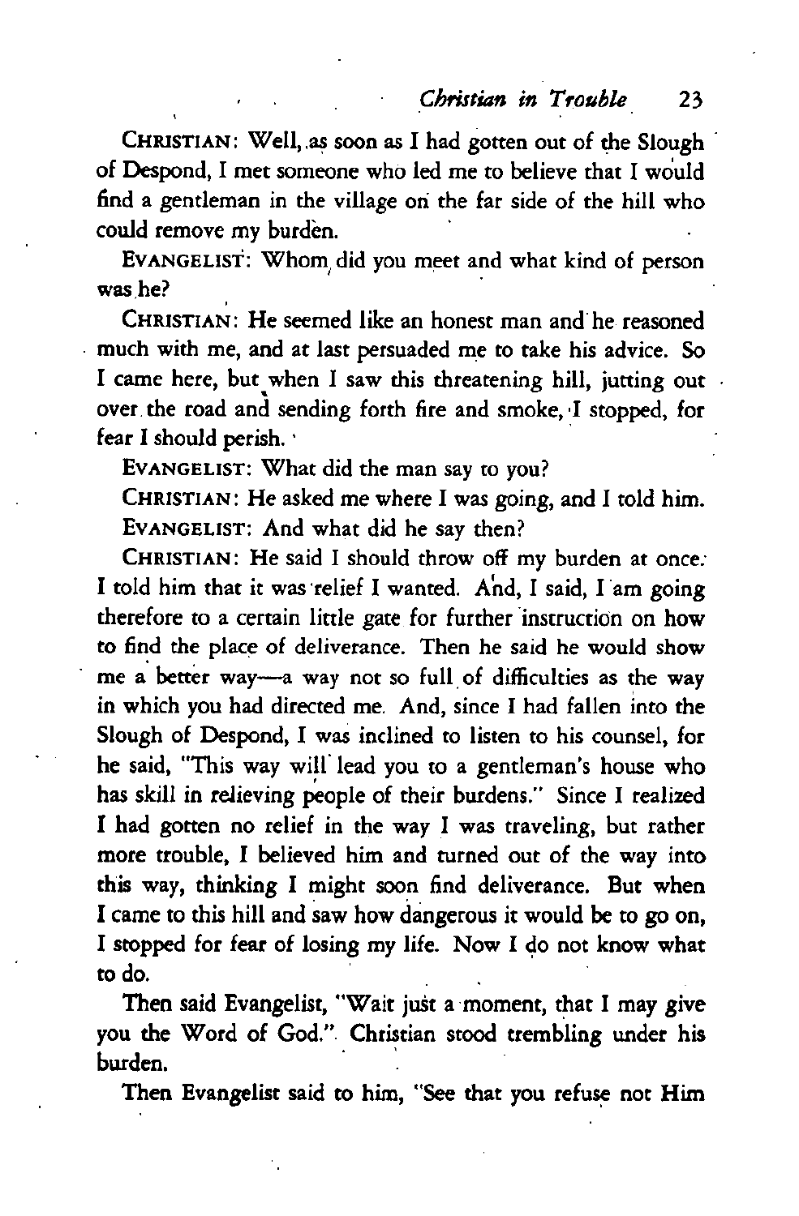CHRISTIAN: Well, as soon as I had gotten out of the Slough of Despond, I met someone who led me to believe that I would find a gentleman in the village on the far side of the hill who could remove my burden.

EVANGELIST: Whom did you meet and what kind of person was he?

CHRISTIAN: He seemed like an honest man and he reasoned much with me, and at last persuaded me to take his advice. So I came here, but when I saw this threatening hill, jutting out over the road and sending forth fire and smoke, I stopped, for fear I should perish.

EVANGELIST: What did the man say to you?

CHRISTIAN: He asked me where I was going, and I told him.

EVANGELIST: And what did he say then?

CHRISTIAN: He said I should throw off my burden at once. I told him that it was relief I wanted. And, I said, I am going therefore to a certain little gate for further instruction on how to find the place of deliverance. Then he said he would show me a better way—a way not so full of difficulties as the way in which you had directed me. And, since I had fallen into the Slough of Despond, I was inclined to listen to his counsel, for he said, "This way will lead you to a gentleman's house who has skill in relieving people of their burdens." Since I realized I had gotten no relief in the way I was traveling, but rather more trouble, I believed him and turned out of the way into this way, thinking I might soon find deliverance. But when I came to this hill and saw how dangerous it would be to go on, I stopped for fear of losing my life. Now I do not know what to do.

Then said Evangelist, "Wait just a moment, that I may give you the Word of God." Christian stood trembling under his burden.

Then Evangelist said to him, "See that you refuse not Him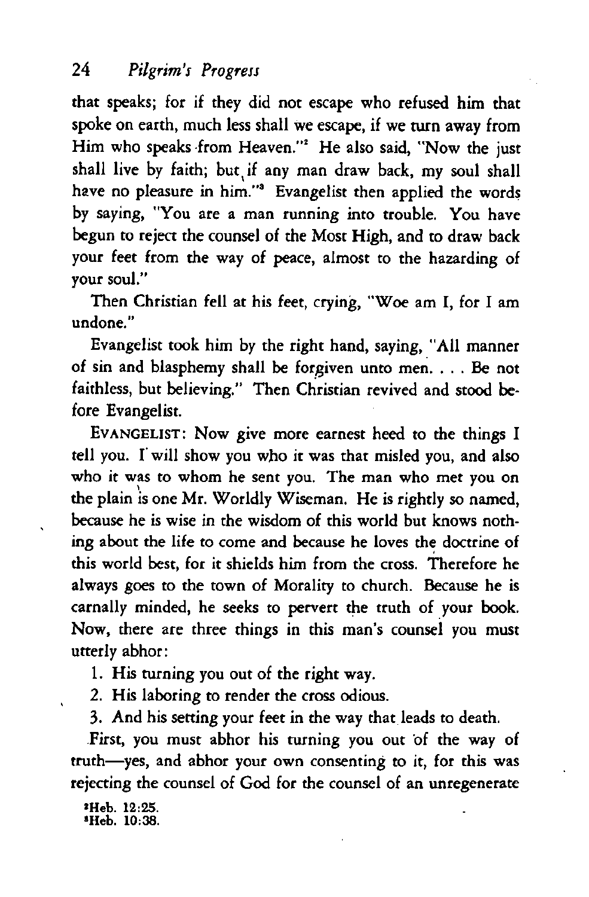that speaks; for if they did not escape who refused him that spoke on earth, much less shall we escape, if we turn away from Him who speaks from Heaven."[2] He also said, "Now the just shall live by faith; but if any man draw back, my soul shall have no pleasure in him."[3] Evangelist then applied the words by saying, "You are a man running into trouble. You have begun to reject the counsel of the Most High, and to draw back your feet from the way of peace, almost to the hazarding of your soul."

Then Christian fell at his feet, crying, "Woe am I, for I am undone."

Evangelist took him by the right hand, saying, "All manner of sin and blasphemy shall be forgiven unto men. . . . Be not faithless, but believing." Then Christian revived and stood before Evangelist.

EVANGELIST: Now give more earnest heed to the things I tell you. I will show you who it was that misled you, and also who it was to whom he sent you. The man who met you on the plain is one Mr. Worldly Wiseman. He is rightly so named, because he is wise in the wisdom of this world but knows nothing about the life to come and because he loves the doctrine of this world best, for it shields him from the cross. Therefore he always goes to the town of Morality to church. Because he is carnally minded, he seeks to pervert the truth of your book. Now, there are three things in this man's counsel you must utterly abhor:

1. His turning you out of the right way.
2. His laboring to render the cross odious.
3. And his setting your feet in the way that leads to death.

First, you must abhor his turning you out of the way of truth—yes, and abhor your own consenting to it, for this was rejecting the counsel of God for the counsel of an unregenerate

[2]Heb. 12:25.
[3]Heb. 10:38.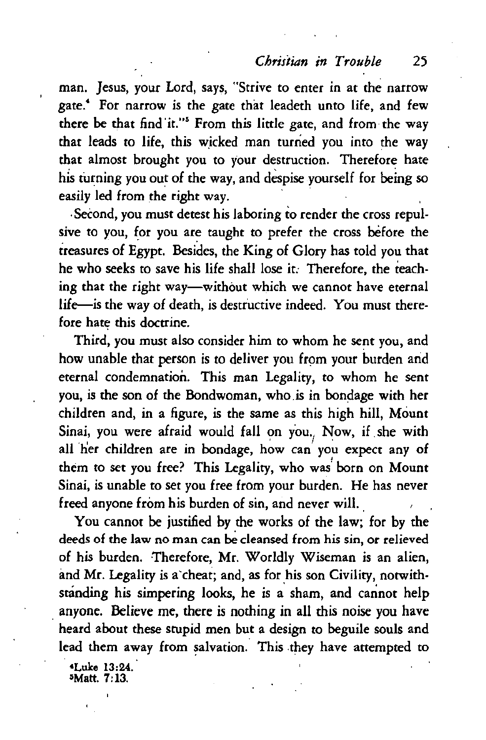man. Jesus, your Lord, says, "Strive to enter in at the narrow gate.[4] For narrow is the gate that leadeth unto life, and few there be that find it."[5] From this little gate, and from the way that leads to life, this wicked man turned you into the way that almost brought you to your destruction. Therefore hate his turning you out of the way, and despise yourself for being so easily led from the right way.

Second, you must detest his laboring to render the cross repulsive to you, for you are taught to prefer the cross before the treasures of Egypt. Besides, the King of Glory has told you that he who seeks to save his life shall lose it. Therefore, the teaching that the right way—without which we cannot have eternal life—is the way of death, is destructive indeed. You must therefore hate this doctrine.

Third, you must also consider him to whom he sent you, and how unable that person is to deliver you from your burden and eternal condemnation. This man Legality, to whom he sent you, is the son of the Bondwoman, who is in bondage with her children and, in a figure, is the same as this high hill, Mount Sinai, you were afraid would fall on you. Now, if she with all her children are in bondage, how can you expect any of them to set you free? This Legality, who was born on Mount Sinai, is unable to set you free from your burden. He has never freed anyone from his burden of sin, and never will.

You cannot be justified by the works of the law; for by the deeds of the law no man can be cleansed from his sin, or relieved of his burden. Therefore, Mr. Worldly Wiseman is an alien, and Mr. Legality is a cheat; and, as for his son Civility, notwithstanding his simpering looks, he is a sham, and cannot help anyone. Believe me, there is nothing in all this noise you have heard about these stupid men but a design to beguile souls and lead them away from salvation. This they have attempted to

[4] Luke 13:24.
[5] Matt. 7:13.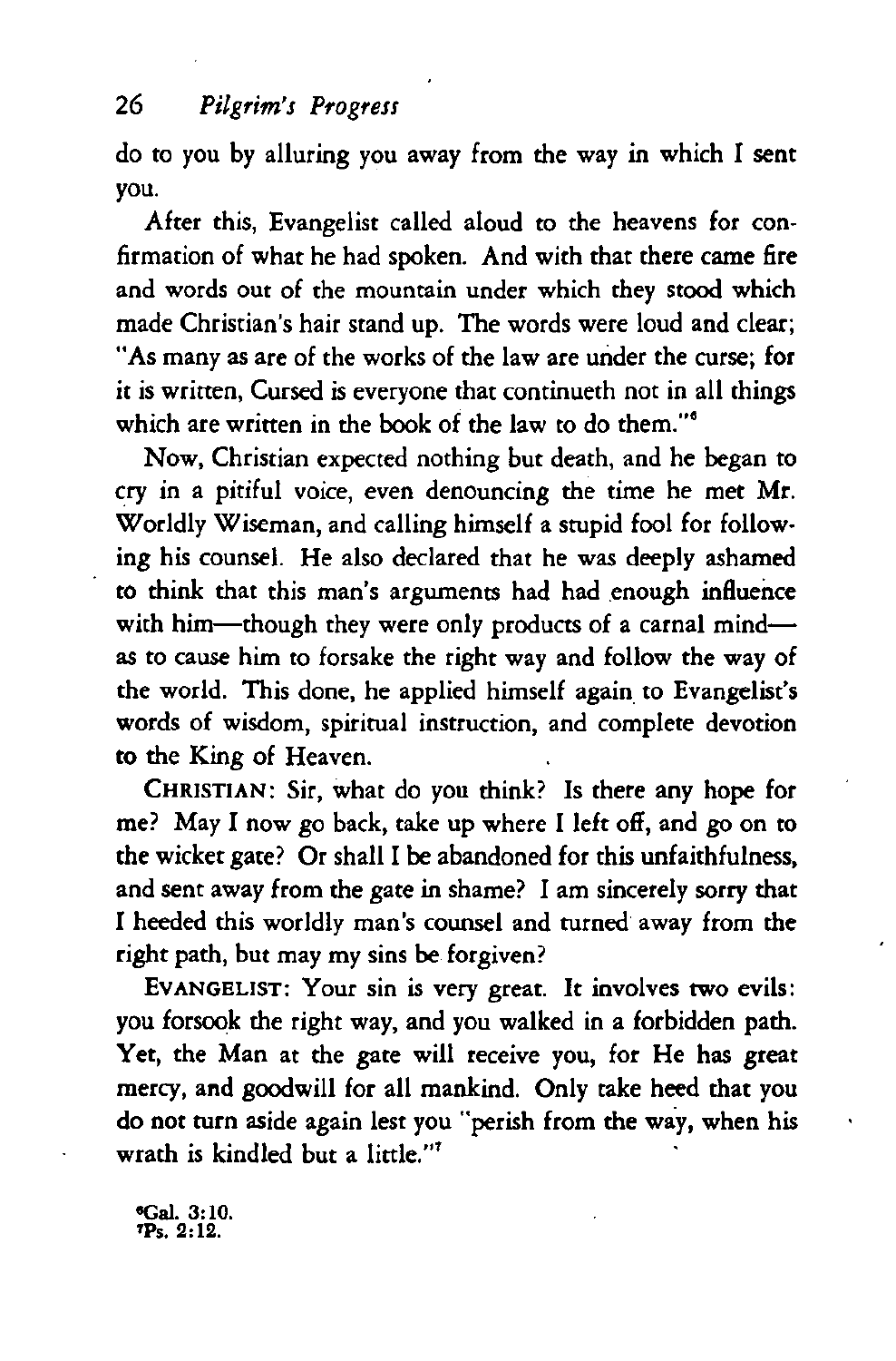do to you by alluring you away from the way in which I sent you.

After this, Evangelist called aloud to the heavens for confirmation of what he had spoken. And with that there came fire and words out of the mountain under which they stood which made Christian's hair stand up. The words were loud and clear; "As many as are of the works of the law are under the curse; for it is written, Cursed is everyone that continueth not in all things which are written in the book of the law to do them."[6]

Now, Christian expected nothing but death, and he began to cry in a pitiful voice, even denouncing the time he met Mr. Worldly Wiseman, and calling himself a stupid fool for following his counsel. He also declared that he was deeply ashamed to think that this man's arguments had had enough influence with him—though they were only products of a carnal mind—as to cause him to forsake the right way and follow the way of the world. This done, he applied himself again to Evangelist's words of wisdom, spiritual instruction, and complete devotion to the King of Heaven.

CHRISTIAN: Sir, what do you think? Is there any hope for me? May I now go back, take up where I left off, and go on to the wicket gate? Or shall I be abandoned for this unfaithfulness, and sent away from the gate in shame? I am sincerely sorry that I heeded this worldly man's counsel and turned away from the right path, but may my sins be forgiven?

EVANGELIST: Your sin is very great. It involves two evils: you forsook the right way, and you walked in a forbidden path. Yet, the Man at the gate will receive you, for He has great mercy, and goodwill for all mankind. Only take heed that you do not turn aside again lest you "perish from the way, when his wrath is kindled but a little."[7]

[6] Gal. 3:10.
[7] Ps. 2:12.